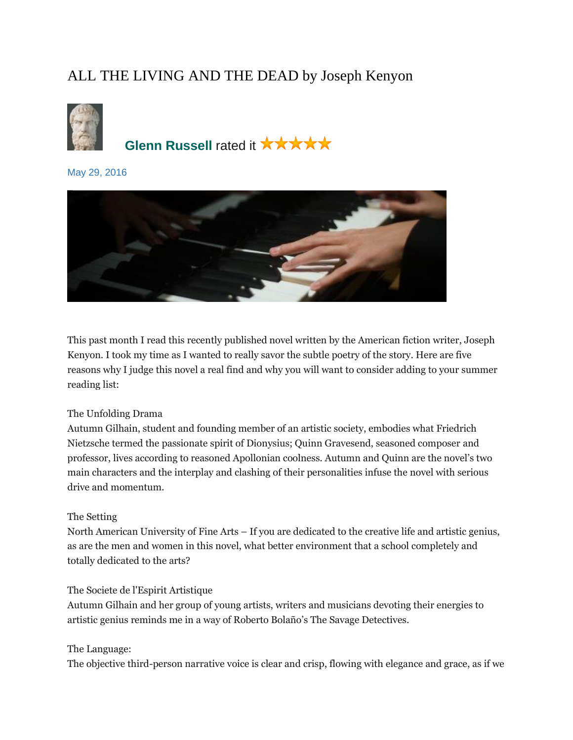# ALL THE LIVING AND THE DEAD by Joseph Kenyon

**Glenn Russell** rated it ★★★★★

May 29, 2016

This past month I read this recently published novel written by the American fiction writer, Joseph Kenyon. I took my time as I wanted to really savor the subtle poetry of the story. Here are five reasons why I judge this novel a real find and why you will want to consider adding to your summer reading list:

The Unfolding Drama
Autumn Gilhain, student and founding member of an artistic society, embodies what Friedrich Nietzsche termed the passionate spirit of Dionysius; Quinn Gravesend, seasoned composer and professor, lives according to reasoned Apollonian coolness. Autumn and Quinn are the novel's two main characters and the interplay and clashing of their personalities infuse the novel with serious drive and momentum.

The Setting
North American University of Fine Arts – If you are dedicated to the creative life and artistic genius, as are the men and women in this novel, what better environment that a school completely and totally dedicated to the arts?

The Societe de l'Espirit Artistique
Autumn Gilhain and her group of young artists, writers and musicians devoting their energies to artistic genius reminds me in a way of Roberto Bolaño's The Savage Detectives.

The Language:
The objective third-person narrative voice is clear and crisp, flowing with elegance and grace, as if we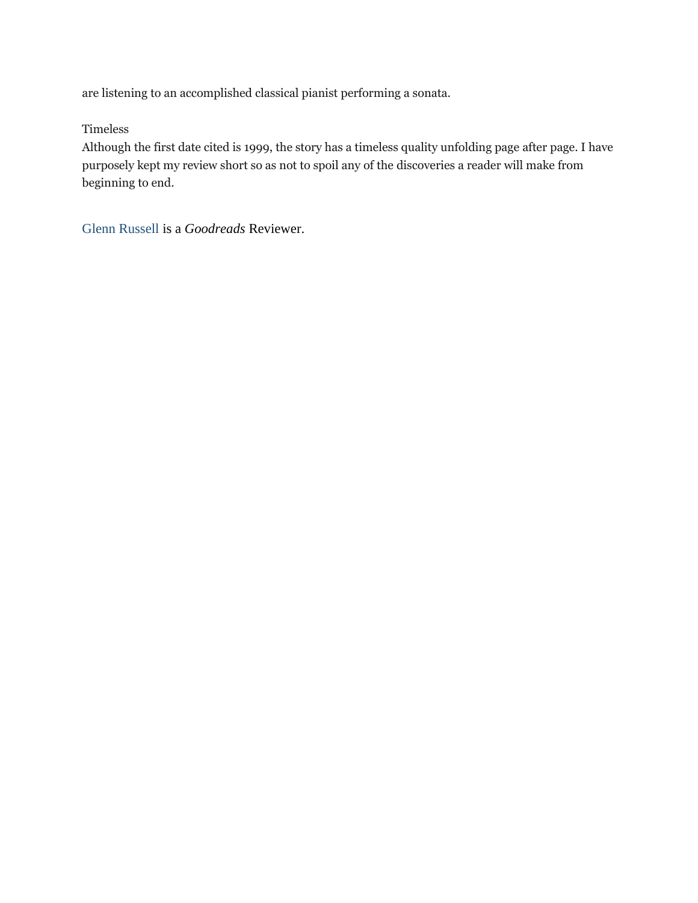are listening to an accomplished classical pianist performing a sonata.

Timeless

Although the first date cited is 1999, the story has a timeless quality unfolding page after page. I have purposely kept my review short so as not to spoil any of the discoveries a reader will make from beginning to end.

Glenn Russell is a *Goodreads* Reviewer.